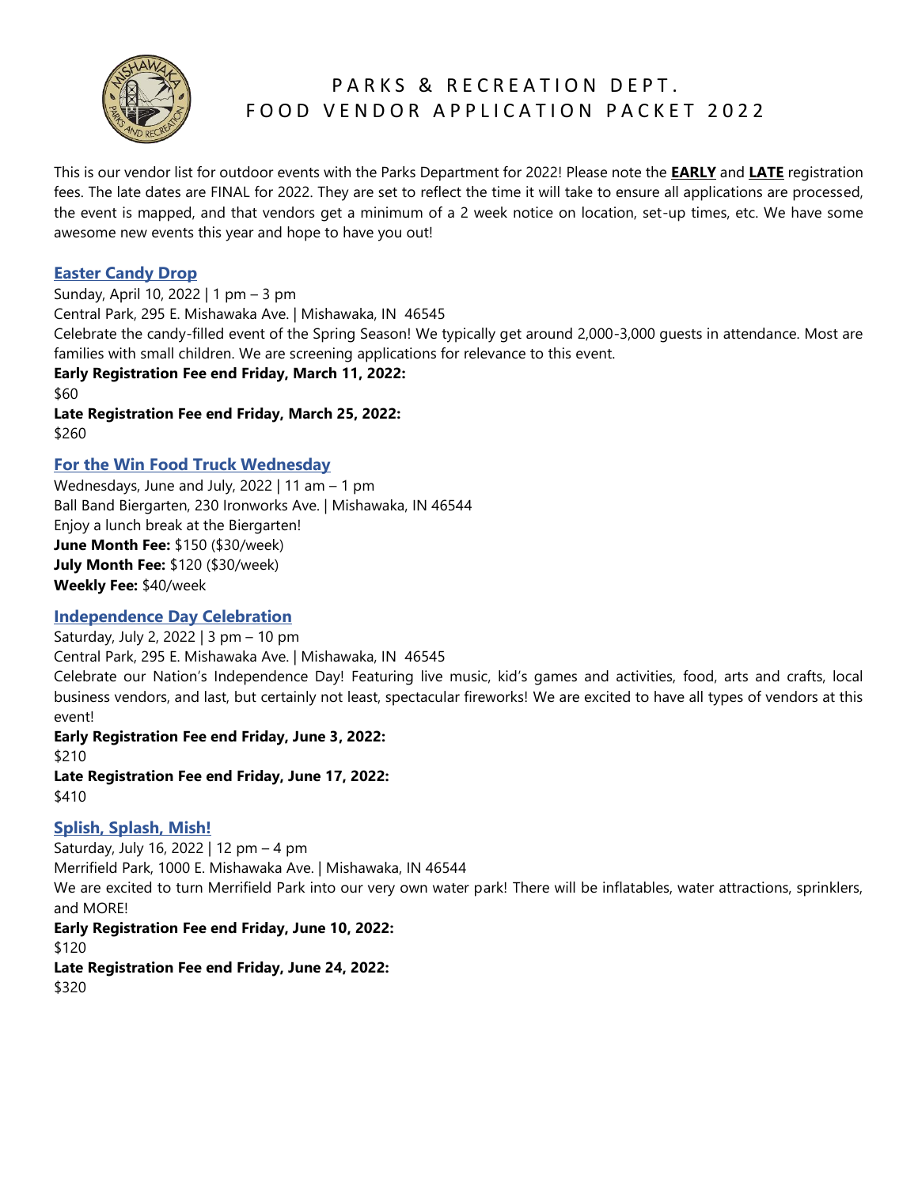# PARKS & RECREATION DEPT.
# FOOD VENDOR APPLICATION PACKET 2022

This is our vendor list for outdoor events with the Parks Department for 2022! Please note the **EARLY** and **LATE** registration fees. The late dates are FINAL for 2022. They are set to reflect the time it will take to ensure all applications are processed, the event is mapped, and that vendors get a minimum of a 2 week notice on location, set-up times, etc. We have some awesome new events this year and hope to have you out!

## Easter Candy Drop

Sunday, April 10, 2022 | 1 pm – 3 pm
Central Park, 295 E. Mishawaka Ave. | Mishawaka, IN 46545
Celebrate the candy-filled event of the Spring Season! We typically get around 2,000-3,000 guests in attendance. Most are families with small children. We are screening applications for relevance to this event.

**Early Registration Fee end Friday, March 11, 2022:**
$60

**Late Registration Fee end Friday, March 25, 2022:**
$260

## For the Win Food Truck Wednesday

Wednesdays, June and July, 2022 | 11 am – 1 pm
Ball Band Biergarten, 230 Ironworks Ave. | Mishawaka, IN 46544
Enjoy a lunch break at the Biergarten!

**June Month Fee:** $150 ($30/week)
**July Month Fee:** $120 ($30/week)
**Weekly Fee:** $40/week

## Independence Day Celebration

Saturday, July 2, 2022 | 3 pm – 10 pm
Central Park, 295 E. Mishawaka Ave. | Mishawaka, IN 46545
Celebrate our Nation's Independence Day! Featuring live music, kid's games and activities, food, arts and crafts, local business vendors, and last, but certainly not least, spectacular fireworks! We are excited to have all types of vendors at this event!

**Early Registration Fee end Friday, June 3, 2022:**
$210

**Late Registration Fee end Friday, June 17, 2022:**
$410

## Splish, Splash, Mish!

Saturday, July 16, 2022 | 12 pm – 4 pm
Merrifield Park, 1000 E. Mishawaka Ave. | Mishawaka, IN 46544
We are excited to turn Merrifield Park into our very own water park! There will be inflatables, water attractions, sprinklers, and MORE!

**Early Registration Fee end Friday, June 10, 2022:**
$120

**Late Registration Fee end Friday, June 24, 2022:**
$320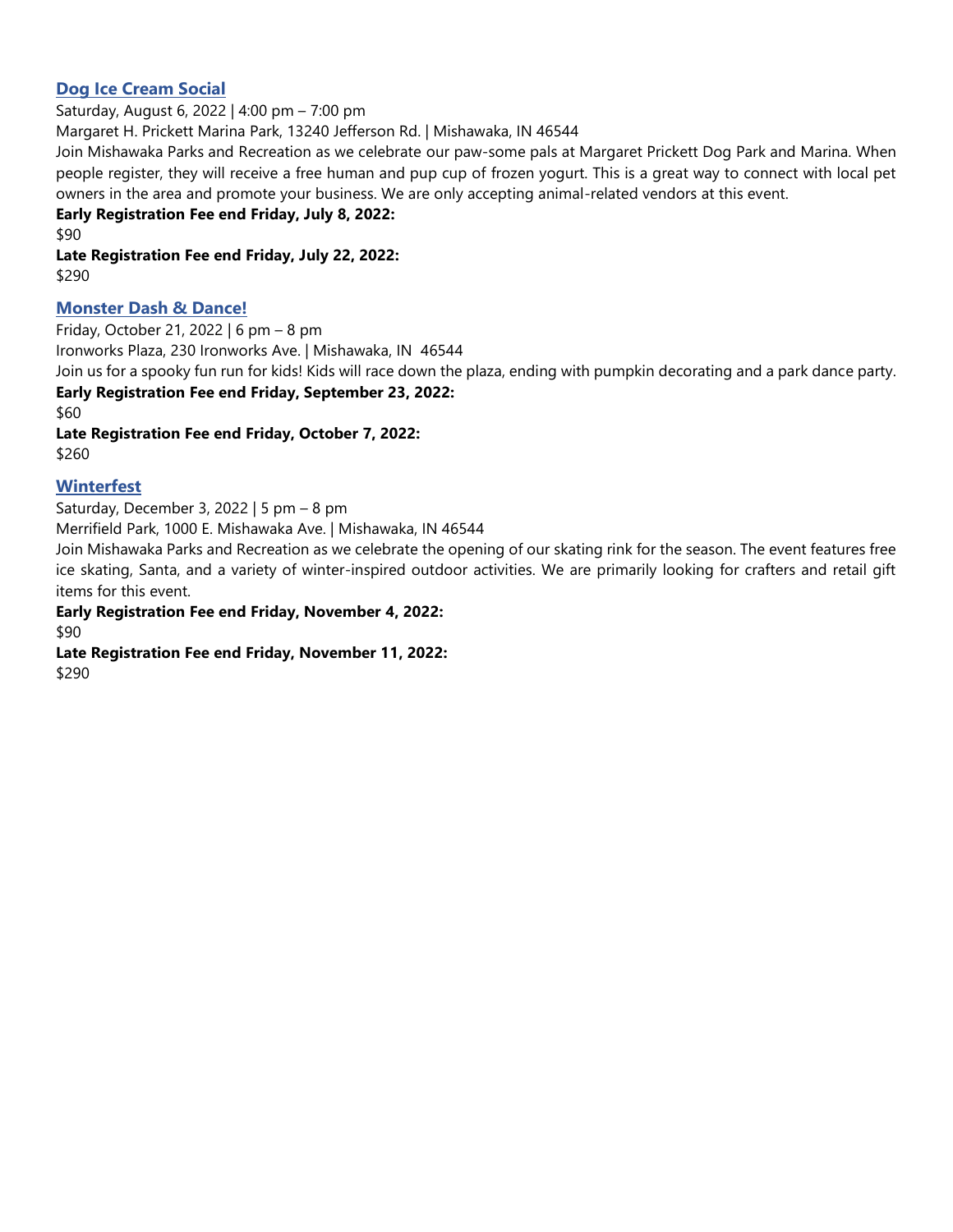## Dog Ice Cream Social

Saturday, August 6, 2022 | 4:00 pm – 7:00 pm

Margaret H. Prickett Marina Park, 13240 Jefferson Rd. | Mishawaka, IN 46544

Join Mishawaka Parks and Recreation as we celebrate our paw-some pals at Margaret Prickett Dog Park and Marina. When people register, they will receive a free human and pup cup of frozen yogurt. This is a great way to connect with local pet owners in the area and promote your business. We are only accepting animal-related vendors at this event.

**Early Registration Fee end Friday, July 8, 2022:**

$90

**Late Registration Fee end Friday, July 22, 2022:**

$290

## Monster Dash & Dance!

Friday, October 21, 2022 | 6 pm – 8 pm

Ironworks Plaza, 230 Ironworks Ave. | Mishawaka, IN 46544

Join us for a spooky fun run for kids! Kids will race down the plaza, ending with pumpkin decorating and a park dance party.

**Early Registration Fee end Friday, September 23, 2022:**

$60

**Late Registration Fee end Friday, October 7, 2022:**

$260

## Winterfest

Saturday, December 3, 2022 | 5 pm – 8 pm

Merrifield Park, 1000 E. Mishawaka Ave. | Mishawaka, IN 46544

Join Mishawaka Parks and Recreation as we celebrate the opening of our skating rink for the season. The event features free ice skating, Santa, and a variety of winter-inspired outdoor activities. We are primarily looking for crafters and retail gift items for this event.

**Early Registration Fee end Friday, November 4, 2022:**

$90

**Late Registration Fee end Friday, November 11, 2022:**

$290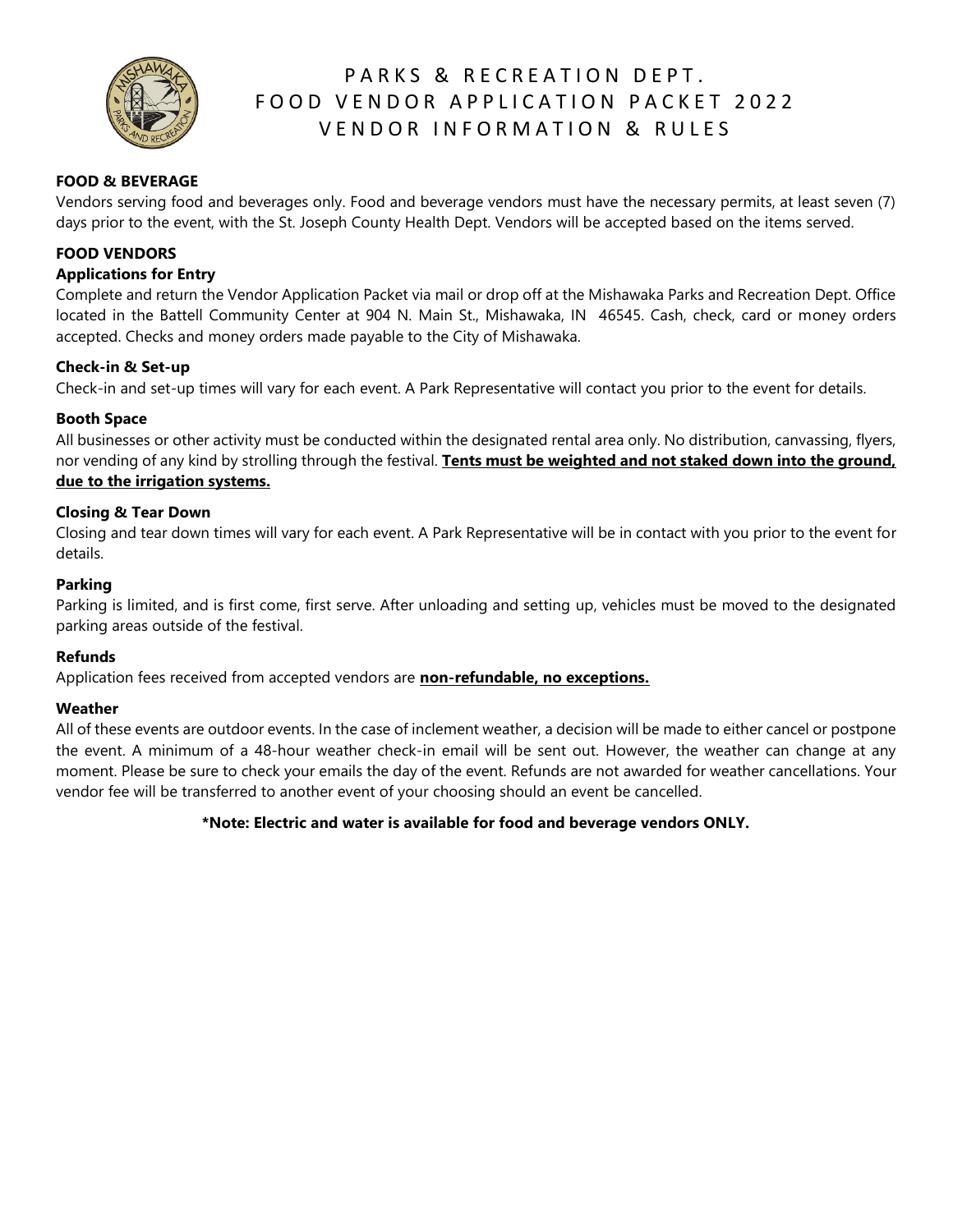# PARKS & RECREATION DEPT.
# FOOD VENDOR APPLICATION PACKET 2022
# VENDOR INFORMATION & RULES

**FOOD & BEVERAGE**

Vendors serving food and beverages only. Food and beverage vendors must have the necessary permits, at least seven (7) days prior to the event, with the St. Joseph County Health Dept. Vendors will be accepted based on the items served.

**FOOD VENDORS**

**Applications for Entry**

Complete and return the Vendor Application Packet via mail or drop off at the Mishawaka Parks and Recreation Dept. Office located in the Battell Community Center at 904 N. Main St., Mishawaka, IN 46545. Cash, check, card or money orders accepted. Checks and money orders made payable to the City of Mishawaka.

**Check-in & Set-up**

Check-in and set-up times will vary for each event. A Park Representative will contact you prior to the event for details.

**Booth Space**

All businesses or other activity must be conducted within the designated rental area only. No distribution, canvassing, flyers, nor vending of any kind by strolling through the festival. **Tents must be weighted and not staked down into the ground, due to the irrigation systems.**

**Closing & Tear Down**

Closing and tear down times will vary for each event. A Park Representative will be in contact with you prior to the event for details.

**Parking**

Parking is limited, and is first come, first serve. After unloading and setting up, vehicles must be moved to the designated parking areas outside of the festival.

**Refunds**

Application fees received from accepted vendors are **non-refundable, no exceptions.**

**Weather**

All of these events are outdoor events. In the case of inclement weather, a decision will be made to either cancel or postpone the event. A minimum of a 48-hour weather check-in email will be sent out. However, the weather can change at any moment. Please be sure to check your emails the day of the event. Refunds are not awarded for weather cancellations. Your vendor fee will be transferred to another event of your choosing should an event be cancelled.

**\*Note: Electric and water is available for food and beverage vendors ONLY.**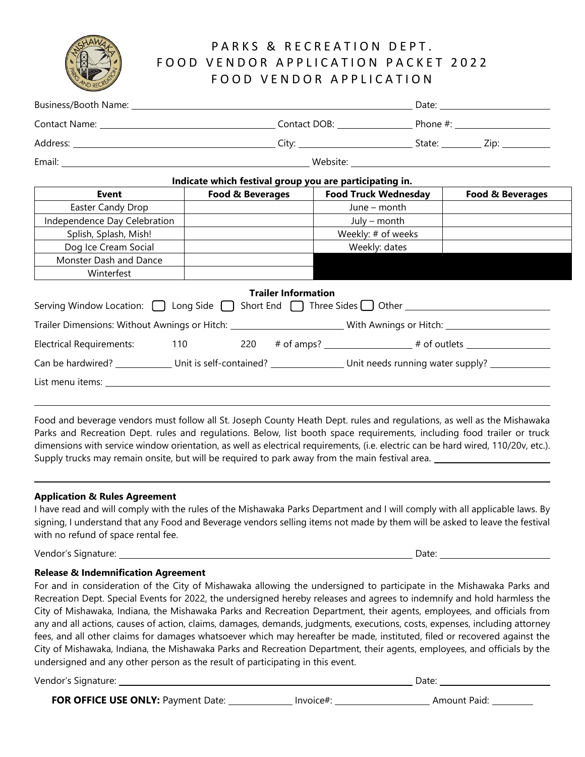# PARKS & RECREATION DEPT.
## FOOD VENDOR APPLICATION PACKET 2022
## FOOD VENDOR APPLICATION

Business/Booth Name: ______________________________ Date: ______________

Contact Name: ______________________ Contact DOB: ____________ Phone #: ______________

Address: ______________________ City: ______________ State: ________ Zip: ________

Email: ______________________________ Website: ______________________________

**Indicate which festival group you are participating in.**

| Event | Food & Beverages | Food Truck Wednesday | Food & Beverages |
|---|---|---|---|
| Easter Candy Drop | | June – month | |
| Independence Day Celebration | | July – month | |
| Splish, Splash, Mish! | | Weekly: # of weeks | |
| Dog Ice Cream Social | | Weekly: dates | |
| Monster Dash and Dance | | | |
| Winterfest | | | |

**Trailer Information**

Serving Window Location: ☐ Long Side ☐ Short End ☐ Three Sides ☐ Other ______________________

Trailer Dimensions: Without Awnings or Hitch: ______________ With Awnings or Hitch: ______________

Electrical Requirements: 110 220 # of amps? ______________ # of outlets ______________

Can be hardwired? __________ Unit is self-contained? __________ Unit needs running water supply? __________

List menu items: ______________________________________________

______________________________________________

Food and beverage vendors must follow all St. Joseph County Heath Dept. rules and regulations, as well as the Mishawaka Parks and Recreation Dept. rules and regulations. Below, list booth space requirements, including food trailer or truck dimensions with service window orientation, as well as electrical requirements, (i.e. electric can be hard wired, 110/20v, etc.). Supply trucks may remain onsite, but will be required to park away from the main festival area. ______________________

______________________________________________

**Application & Rules Agreement**

I have read and will comply with the rules of the Mishawaka Parks Department and I will comply with all applicable laws. By signing, I understand that any Food and Beverage vendors selling items not made by them will be asked to leave the festival with no refund of space rental fee.

Vendor's Signature: ______________________________ Date: ______________

**Release & Indemnification Agreement**

For and in consideration of the City of Mishawaka allowing the undersigned to participate in the Mishawaka Parks and Recreation Dept. Special Events for 2022, the undersigned hereby releases and agrees to indemnify and hold harmless the City of Mishawaka, Indiana, the Mishawaka Parks and Recreation Department, their agents, employees, and officials from any and all actions, causes of action, claims, damages, demands, judgments, executions, costs, expenses, including attorney fees, and all other claims for damages whatsoever which may hereafter be made, instituted, filed or recovered against the City of Mishawaka, Indiana, the Mishawaka Parks and Recreation Department, their agents, employees, and officials by the undersigned and any other person as the result of participating in this event.

Vendor's Signature: ______________________________ Date: ______________

**FOR OFFICE USE ONLY:** Payment Date: __________ Invoice#: ______________ Amount Paid: ________